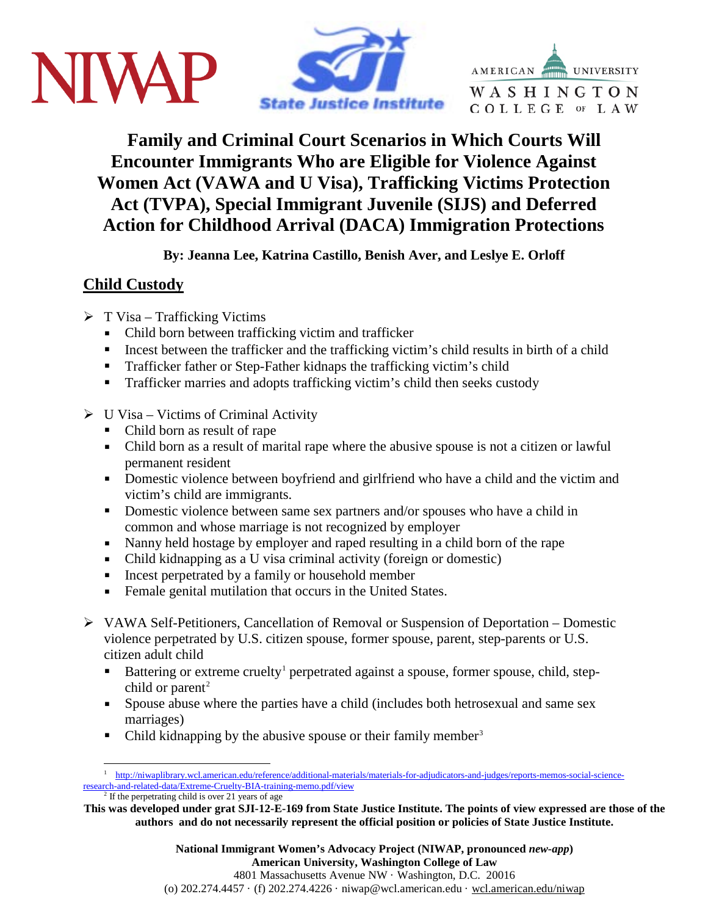# Family and Criminal Court Scenarios in Which Courts Will Encounter Immigrants Who are Eligible for Violence Against Women Act (VAWA and U Visa), Trafficking Victims Protection Act (TVPA), Special Immigrant Juvenile (SIJS) and Deferred Action for Childhood Arrival (DACA) Immigration Protections

**By: Jeanna Lee, Katrina Castillo, Benish Aver, and Leslye E. Orloff**

## Child Custody

- T Visa – Trafficking Victims
  - Child born between trafficking victim and trafficker
  - Incest between the trafficker and the trafficking victim's child results in birth of a child
  - Trafficker father or Step-Father kidnaps the trafficking victim's child
  - Trafficker marries and adopts trafficking victim's child then seeks custody

- U Visa – Victims of Criminal Activity
  - Child born as result of rape
  - Child born as a result of marital rape where the abusive spouse is not a citizen or lawful permanent resident
  - Domestic violence between boyfriend and girlfriend who have a child and the victim and victim's child are immigrants.
  - Domestic violence between same sex partners and/or spouses who have a child in common and whose marriage is not recognized by employer
  - Nanny held hostage by employer and raped resulting in a child born of the rape
  - Child kidnapping as a U visa criminal activity (foreign or domestic)
  - Incest perpetrated by a family or household member
  - Female genital mutilation that occurs in the United States.

- VAWA Self-Petitioners, Cancellation of Removal or Suspension of Deportation – Domestic violence perpetrated by U.S. citizen spouse, former spouse, parent, step-parents or U.S. citizen adult child
  - Battering or extreme cruelty[1] perpetrated against a spouse, former spouse, child, step-child or parent[2]
  - Spouse abuse where the parties have a child (includes both hetrosexual and same sex marriages)
  - Child kidnapping by the abusive spouse or their family member[3]

---

[1] http://niwaplibrary.wcl.american.edu/reference/additional-materials/materials-for-adjudicators-and-judges/reports-memos-social-science-research-and-related-data/Extreme-Cruelty-BIA-training-memo.pdf/view

[2] If the perpetrating child is over 21 years of age

**This was developed under grat SJI-12-E-169 from State Justice Institute. The points of view expressed are those of the authors and do not necessarily represent the official position or policies of State Justice Institute.**

**National Immigrant Women's Advocacy Project (NIWAP, pronounced *new-app*)**
**American University, Washington College of Law**
4801 Massachusetts Avenue NW · Washington, D.C. 20016
(o) 202.274.4457 · (f) 202.274.4226 · niwap@wcl.american.edu · wcl.american.edu/niwap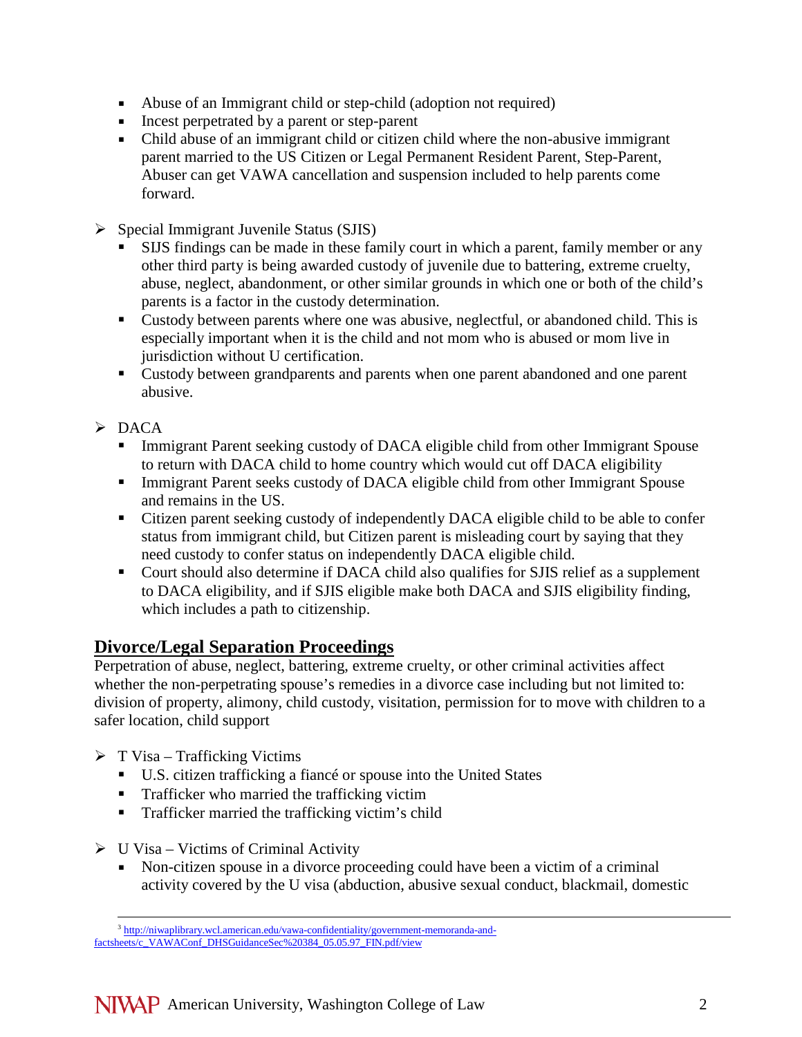- Abuse of an Immigrant child or step-child (adoption not required)
- Incest perpetrated by a parent or step-parent
- Child abuse of an immigrant child or citizen child where the non-abusive immigrant parent married to the US Citizen or Legal Permanent Resident Parent, Step-Parent, Abuser can get VAWA cancellation and suspension included to help parents come forward.

➢ Special Immigrant Juvenile Status (SJIS)
- SIJS findings can be made in these family court in which a parent, family member or any other third party is being awarded custody of juvenile due to battering, extreme cruelty, abuse, neglect, abandonment, or other similar grounds in which one or both of the child's parents is a factor in the custody determination.
- Custody between parents where one was abusive, neglectful, or abandoned child. This is especially important when it is the child and not mom who is abused or mom live in jurisdiction without U certification.
- Custody between grandparents and parents when one parent abandoned and one parent abusive.

➢ DACA
- Immigrant Parent seeking custody of DACA eligible child from other Immigrant Spouse to return with DACA child to home country which would cut off DACA eligibility
- Immigrant Parent seeks custody of DACA eligible child from other Immigrant Spouse and remains in the US.
- Citizen parent seeking custody of independently DACA eligible child to be able to confer status from immigrant child, but Citizen parent is misleading court by saying that they need custody to confer status on independently DACA eligible child.
- Court should also determine if DACA child also qualifies for SJIS relief as a supplement to DACA eligibility, and if SJIS eligible make both DACA and SJIS eligibility finding, which includes a path to citizenship.

## Divorce/Legal Separation Proceedings

Perpetration of abuse, neglect, battering, extreme cruelty, or other criminal activities affect whether the non-perpetrating spouse's remedies in a divorce case including but not limited to: division of property, alimony, child custody, visitation, permission for to move with children to a safer location, child support

➢ T Visa – Trafficking Victims
- U.S. citizen trafficking a fiancé or spouse into the United States
- Trafficker who married the trafficking victim
- Trafficker married the trafficking victim's child

➢ U Visa – Victims of Criminal Activity
- Non-citizen spouse in a divorce proceeding could have been a victim of a criminal activity covered by the U visa (abduction, abusive sexual conduct, blackmail, domestic

[3] http://niwaplibrary.wcl.american.edu/vawa-confidentiality/government-memoranda-and-factsheets/c_VAWAConf_DHSGuidanceSec%20384_05.05.97_FIN.pdf/view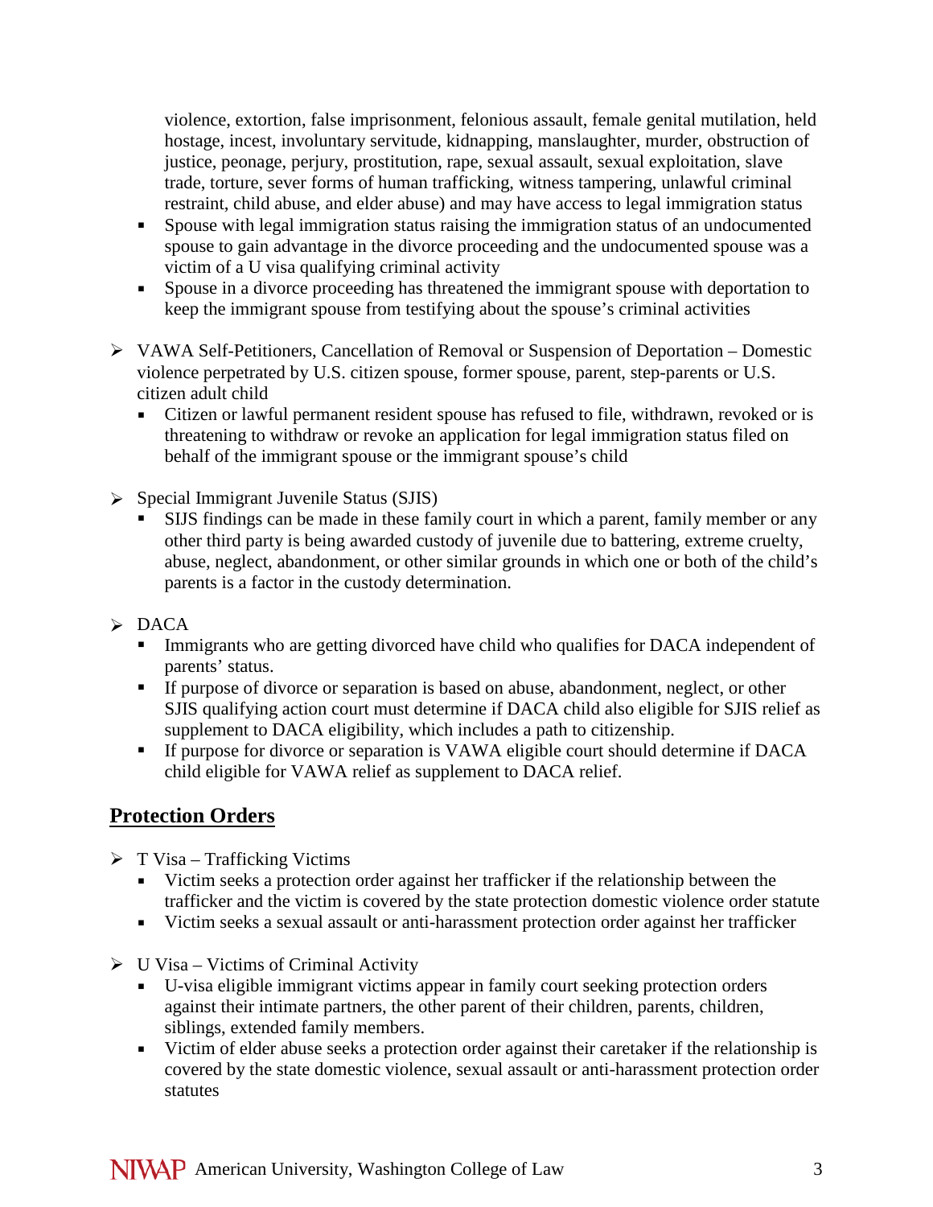violence, extortion, false imprisonment, felonious assault, female genital mutilation, held hostage, incest, involuntary servitude, kidnapping, manslaughter, murder, obstruction of justice, peonage, perjury, prostitution, rape, sexual assault, sexual exploitation, slave trade, torture, sever forms of human trafficking, witness tampering, unlawful criminal restraint, child abuse, and elder abuse) and may have access to legal immigration status

  - Spouse with legal immigration status raising the immigration status of an undocumented spouse to gain advantage in the divorce proceeding and the undocumented spouse was a victim of a U visa qualifying criminal activity
  - Spouse in a divorce proceeding has threatened the immigrant spouse with deportation to keep the immigrant spouse from testifying about the spouse's criminal activities

- VAWA Self-Petitioners, Cancellation of Removal or Suspension of Deportation – Domestic violence perpetrated by U.S. citizen spouse, former spouse, parent, step-parents or U.S. citizen adult child
  - Citizen or lawful permanent resident spouse has refused to file, withdrawn, revoked or is threatening to withdraw or revoke an application for legal immigration status filed on behalf of the immigrant spouse or the immigrant spouse's child

- Special Immigrant Juvenile Status (SJIS)
  - SIJS findings can be made in these family court in which a parent, family member or any other third party is being awarded custody of juvenile due to battering, extreme cruelty, abuse, neglect, abandonment, or other similar grounds in which one or both of the child's parents is a factor in the custody determination.

- DACA
  - Immigrants who are getting divorced have child who qualifies for DACA independent of parents' status.
  - If purpose of divorce or separation is based on abuse, abandonment, neglect, or other SJIS qualifying action court must determine if DACA child also eligible for SJIS relief as supplement to DACA eligibility, which includes a path to citizenship.
  - If purpose for divorce or separation is VAWA eligible court should determine if DACA child eligible for VAWA relief as supplement to DACA relief.

## Protection Orders

- T Visa – Trafficking Victims
  - Victim seeks a protection order against her trafficker if the relationship between the trafficker and the victim is covered by the state protection domestic violence order statute
  - Victim seeks a sexual assault or anti-harassment protection order against her trafficker

- U Visa – Victims of Criminal Activity
  - U-visa eligible immigrant victims appear in family court seeking protection orders against their intimate partners, the other parent of their children, parents, children, siblings, extended family members.
  - Victim of elder abuse seeks a protection order against their caretaker if the relationship is covered by the state domestic violence, sexual assault or anti-harassment protection order statutes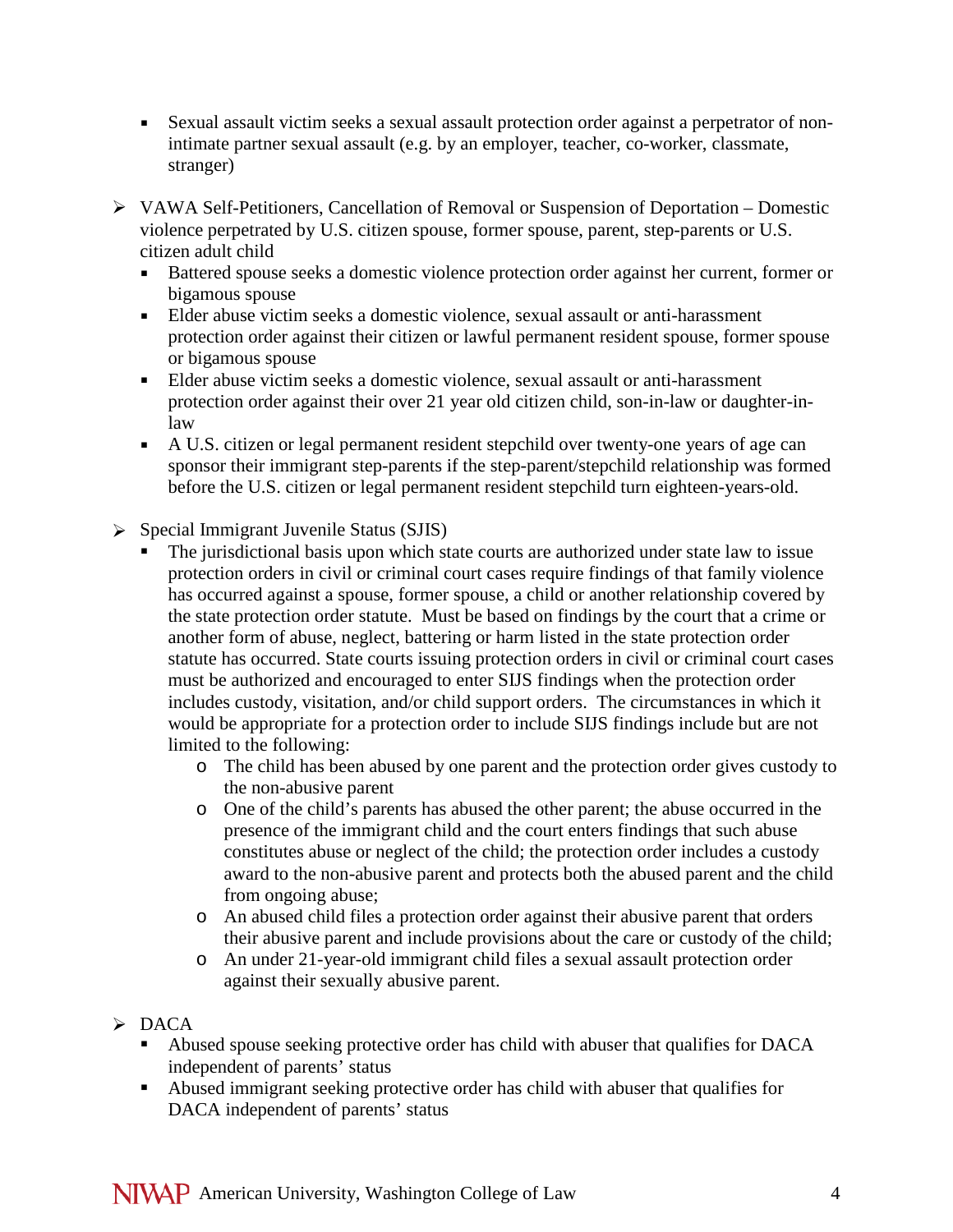- Sexual assault victim seeks a sexual assault protection order against a perpetrator of non-intimate partner sexual assault (e.g. by an employer, teacher, co-worker, classmate, stranger)

- VAWA Self-Petitioners, Cancellation of Removal or Suspension of Deportation – Domestic violence perpetrated by U.S. citizen spouse, former spouse, parent, step-parents or U.S. citizen adult child
    - Battered spouse seeks a domestic violence protection order against her current, former or bigamous spouse
    - Elder abuse victim seeks a domestic violence, sexual assault or anti-harassment protection order against their citizen or lawful permanent resident spouse, former spouse or bigamous spouse
    - Elder abuse victim seeks a domestic violence, sexual assault or anti-harassment protection order against their over 21 year old citizen child, son-in-law or daughter-in-law
    - A U.S. citizen or legal permanent resident stepchild over twenty-one years of age can sponsor their immigrant step-parents if the step-parent/stepchild relationship was formed before the U.S. citizen or legal permanent resident stepchild turn eighteen-years-old.

- Special Immigrant Juvenile Status (SIJS)
    - The jurisdictional basis upon which state courts are authorized under state law to issue protection orders in civil or criminal court cases require findings of that family violence has occurred against a spouse, former spouse, a child or another relationship covered by the state protection order statute. Must be based on findings by the court that a crime or another form of abuse, neglect, battering or harm listed in the state protection order statute has occurred. State courts issuing protection orders in civil or criminal court cases must be authorized and encouraged to enter SIJS findings when the protection order includes custody, visitation, and/or child support orders. The circumstances in which it would be appropriate for a protection order to include SIJS findings include but are not limited to the following:
        - The child has been abused by one parent and the protection order gives custody to the non-abusive parent
        - One of the child's parents has abused the other parent; the abuse occurred in the presence of the immigrant child and the court enters findings that such abuse constitutes abuse or neglect of the child; the protection order includes a custody award to the non-abusive parent and protects both the abused parent and the child from ongoing abuse;
        - An abused child files a protection order against their abusive parent that orders their abusive parent and include provisions about the care or custody of the child;
        - An under 21-year-old immigrant child files a sexual assault protection order against their sexually abusive parent.

- DACA
    - Abused spouse seeking protective order has child with abuser that qualifies for DACA independent of parents' status
    - Abused immigrant seeking protective order has child with abuser that qualifies for DACA independent of parents' status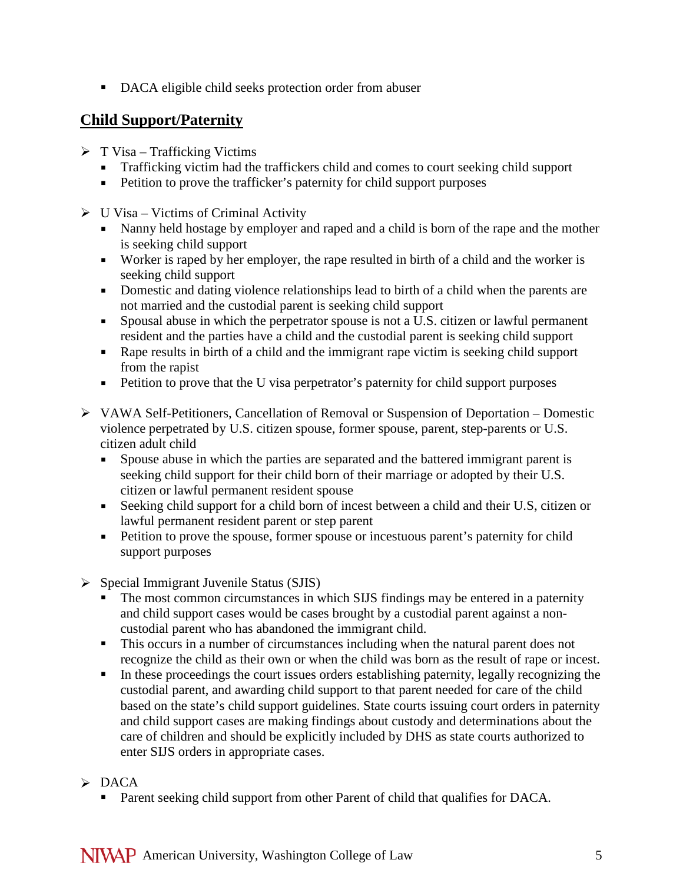- DACA eligible child seeks protection order from abuser

## Child Support/Paternity

- T Visa – Trafficking Victims
  - Trafficking victim had the traffickers child and comes to court seeking child support
  - Petition to prove the trafficker's paternity for child support purposes

- U Visa – Victims of Criminal Activity
  - Nanny held hostage by employer and raped and a child is born of the rape and the mother is seeking child support
  - Worker is raped by her employer, the rape resulted in birth of a child and the worker is seeking child support
  - Domestic and dating violence relationships lead to birth of a child when the parents are not married and the custodial parent is seeking child support
  - Spousal abuse in which the perpetrator spouse is not a U.S. citizen or lawful permanent resident and the parties have a child and the custodial parent is seeking child support
  - Rape results in birth of a child and the immigrant rape victim is seeking child support from the rapist
  - Petition to prove that the U visa perpetrator's paternity for child support purposes

- VAWA Self-Petitioners, Cancellation of Removal or Suspension of Deportation – Domestic violence perpetrated by U.S. citizen spouse, former spouse, parent, step-parents or U.S. citizen adult child
  - Spouse abuse in which the parties are separated and the battered immigrant parent is seeking child support for their child born of their marriage or adopted by their U.S. citizen or lawful permanent resident spouse
  - Seeking child support for a child born of incest between a child and their U.S, citizen or lawful permanent resident parent or step parent
  - Petition to prove the spouse, former spouse or incestuous parent's paternity for child support purposes

- Special Immigrant Juvenile Status (SJIS)
  - The most common circumstances in which SIJS findings may be entered in a paternity and child support cases would be cases brought by a custodial parent against a non-custodial parent who has abandoned the immigrant child.
  - This occurs in a number of circumstances including when the natural parent does not recognize the child as their own or when the child was born as the result of rape or incest.
  - In these proceedings the court issues orders establishing paternity, legally recognizing the custodial parent, and awarding child support to that parent needed for care of the child based on the state's child support guidelines. State courts issuing court orders in paternity and child support cases are making findings about custody and determinations about the care of children and should be explicitly included by DHS as state courts authorized to enter SIJS orders in appropriate cases.

- DACA
  - Parent seeking child support from other Parent of child that qualifies for DACA.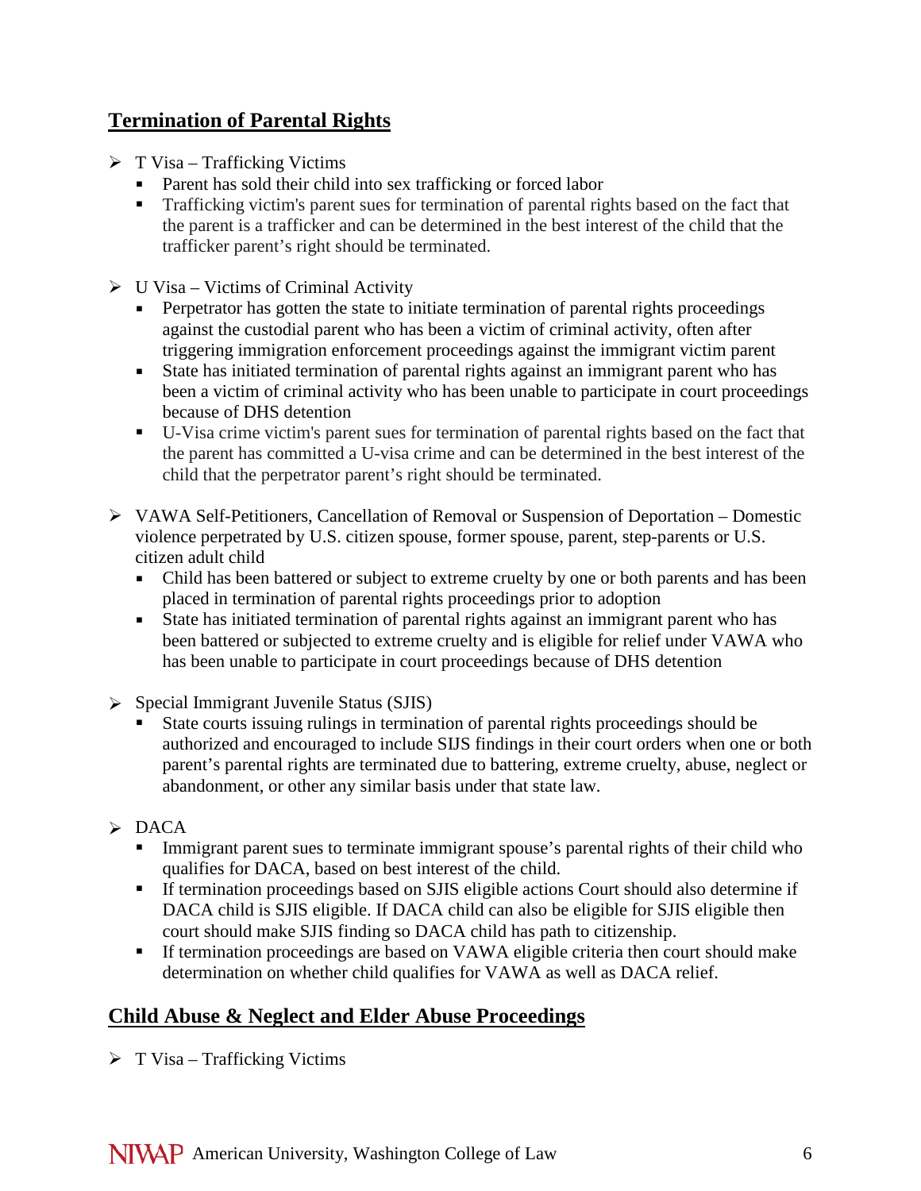## Termination of Parental Rights

- T Visa – Trafficking Victims
  - Parent has sold their child into sex trafficking or forced labor
  - Trafficking victim's parent sues for termination of parental rights based on the fact that the parent is a trafficker and can be determined in the best interest of the child that the trafficker parent's right should be terminated.
- U Visa – Victims of Criminal Activity
  - Perpetrator has gotten the state to initiate termination of parental rights proceedings against the custodial parent who has been a victim of criminal activity, often after triggering immigration enforcement proceedings against the immigrant victim parent
  - State has initiated termination of parental rights against an immigrant parent who has been a victim of criminal activity who has been unable to participate in court proceedings because of DHS detention
  - U-Visa crime victim's parent sues for termination of parental rights based on the fact that the parent has committed a U-visa crime and can be determined in the best interest of the child that the perpetrator parent's right should be terminated.
- VAWA Self-Petitioners, Cancellation of Removal or Suspension of Deportation – Domestic violence perpetrated by U.S. citizen spouse, former spouse, parent, step-parents or U.S. citizen adult child
  - Child has been battered or subject to extreme cruelty by one or both parents and has been placed in termination of parental rights proceedings prior to adoption
  - State has initiated termination of parental rights against an immigrant parent who has been battered or subjected to extreme cruelty and is eligible for relief under VAWA who has been unable to participate in court proceedings because of DHS detention
- Special Immigrant Juvenile Status (SJIS)
  - State courts issuing rulings in termination of parental rights proceedings should be authorized and encouraged to include SIJS findings in their court orders when one or both parent's parental rights are terminated due to battering, extreme cruelty, abuse, neglect or abandonment, or other any similar basis under that state law.
- DACA
  - Immigrant parent sues to terminate immigrant spouse's parental rights of their child who qualifies for DACA, based on best interest of the child.
  - If termination proceedings based on SJIS eligible actions Court should also determine if DACA child is SJIS eligible. If DACA child can also be eligible for SJIS eligible then court should make SJIS finding so DACA child has path to citizenship.
  - If termination proceedings are based on VAWA eligible criteria then court should make determination on whether child qualifies for VAWA as well as DACA relief.

## Child Abuse & Neglect and Elder Abuse Proceedings

- T Visa – Trafficking Victims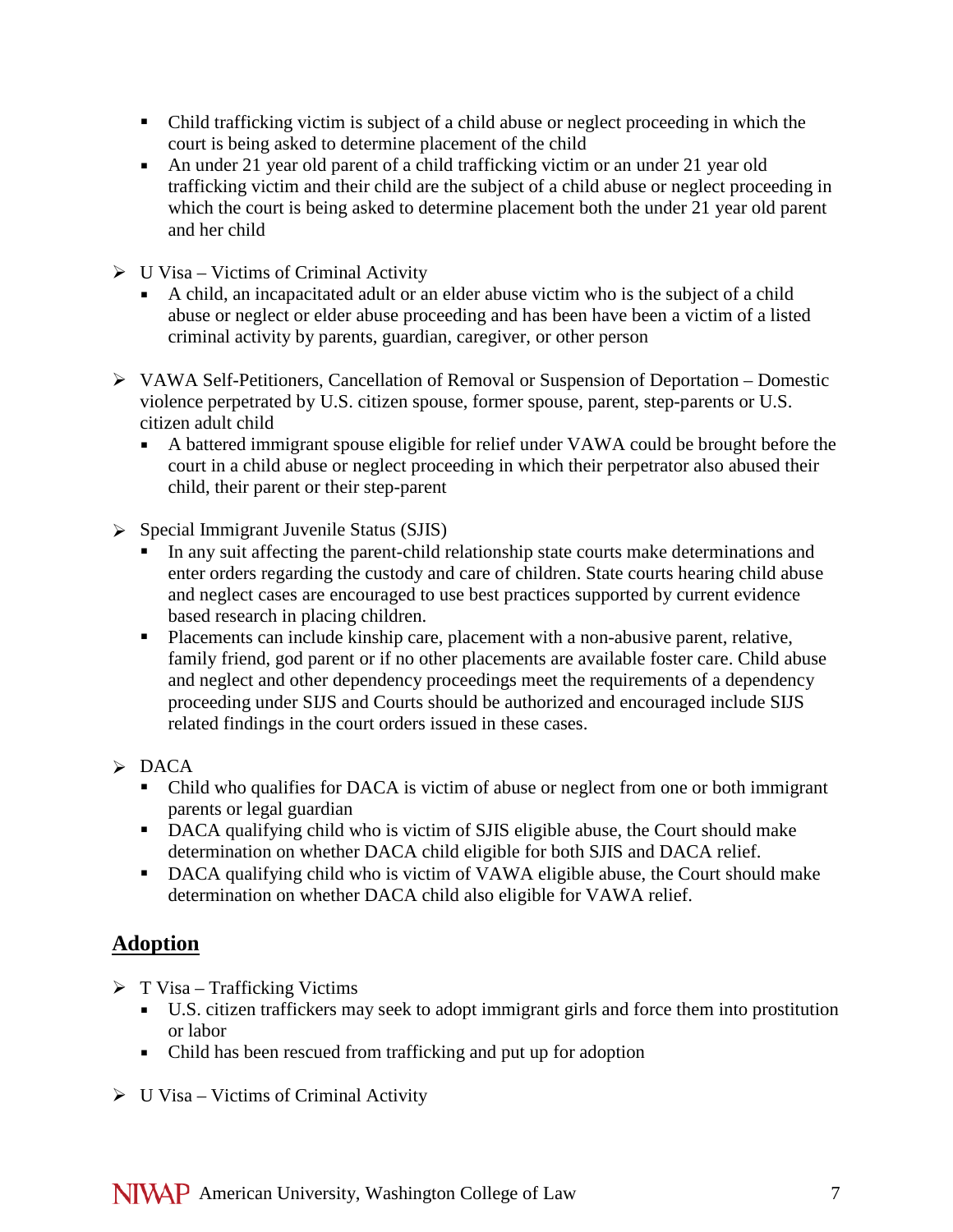- Child trafficking victim is subject of a child abuse or neglect proceeding in which the court is being asked to determine placement of the child
- An under 21 year old parent of a child trafficking victim or an under 21 year old trafficking victim and their child are the subject of a child abuse or neglect proceeding in which the court is being asked to determine placement both the under 21 year old parent and her child

- U Visa – Victims of Criminal Activity
  - A child, an incapacitated adult or an elder abuse victim who is the subject of a child abuse or neglect or elder abuse proceeding and has been have been a victim of a listed criminal activity by parents, guardian, caregiver, or other person

- VAWA Self-Petitioners, Cancellation of Removal or Suspension of Deportation – Domestic violence perpetrated by U.S. citizen spouse, former spouse, parent, step-parents or U.S. citizen adult child
  - A battered immigrant spouse eligible for relief under VAWA could be brought before the court in a child abuse or neglect proceeding in which their perpetrator also abused their child, their parent or their step-parent

- Special Immigrant Juvenile Status (SJIS)
  - In any suit affecting the parent-child relationship state courts make determinations and enter orders regarding the custody and care of children. State courts hearing child abuse and neglect cases are encouraged to use best practices supported by current evidence based research in placing children.
  - Placements can include kinship care, placement with a non-abusive parent, relative, family friend, god parent or if no other placements are available foster care. Child abuse and neglect and other dependency proceedings meet the requirements of a dependency proceeding under SIJS and Courts should be authorized and encouraged include SIJS related findings in the court orders issued in these cases.

- DACA
  - Child who qualifies for DACA is victim of abuse or neglect from one or both immigrant parents or legal guardian
  - DACA qualifying child who is victim of SJIS eligible abuse, the Court should make determination on whether DACA child eligible for both SJIS and DACA relief.
  - DACA qualifying child who is victim of VAWA eligible abuse, the Court should make determination on whether DACA child also eligible for VAWA relief.

## Adoption

- T Visa – Trafficking Victims
  - U.S. citizen traffickers may seek to adopt immigrant girls and force them into prostitution or labor
  - Child has been rescued from trafficking and put up for adoption

- U Visa – Victims of Criminal Activity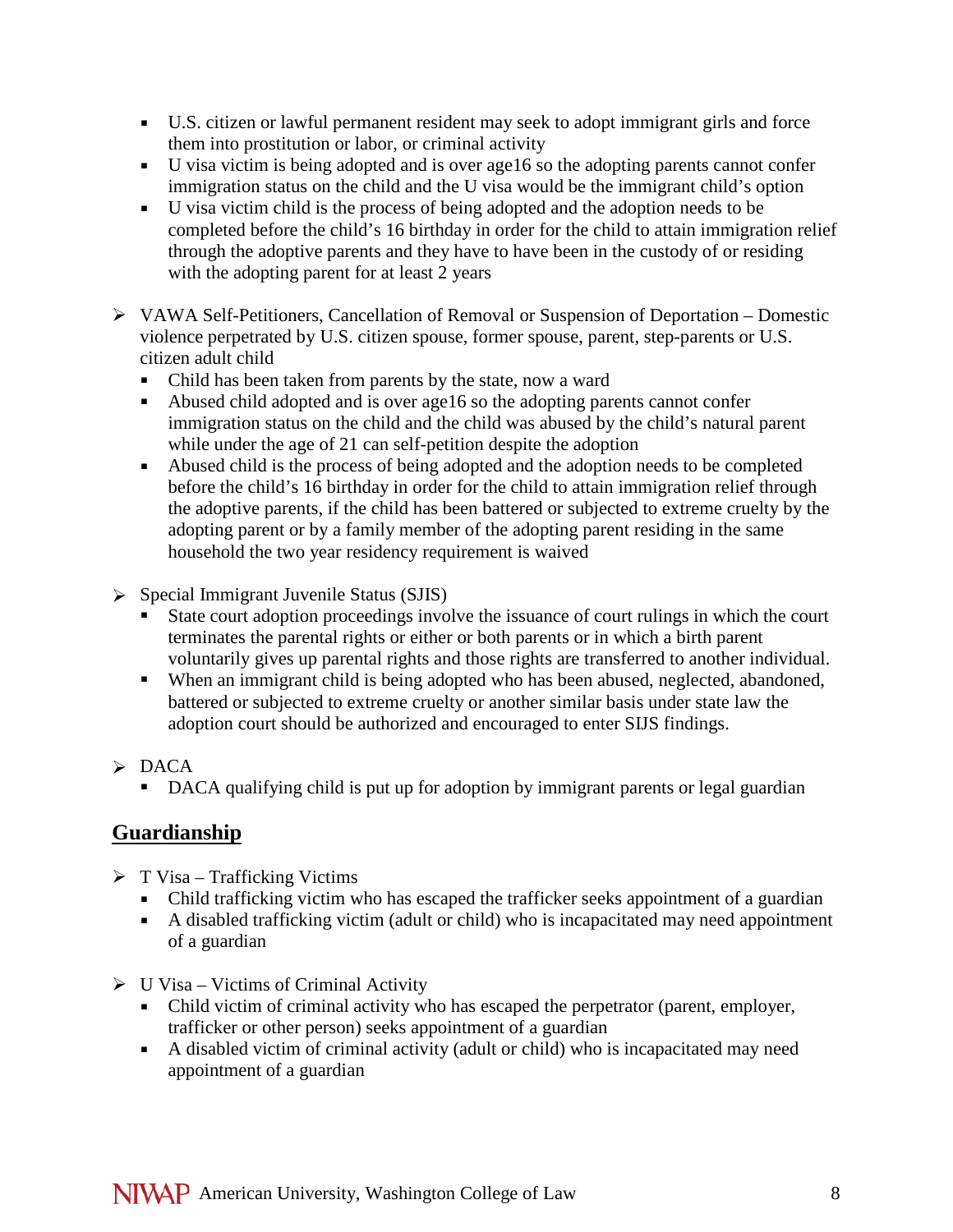- U.S. citizen or lawful permanent resident may seek to adopt immigrant girls and force them into prostitution or labor, or criminal activity
- U visa victim is being adopted and is over age16 so the adopting parents cannot confer immigration status on the child and the U visa would be the immigrant child's option
- U visa victim child is the process of being adopted and the adoption needs to be completed before the child's 16 birthday in order for the child to attain immigration relief through the adoptive parents and they have to have been in the custody of or residing with the adopting parent for at least 2 years

- VAWA Self-Petitioners, Cancellation of Removal or Suspension of Deportation – Domestic violence perpetrated by U.S. citizen spouse, former spouse, parent, step-parents or U.S. citizen adult child
  - Child has been taken from parents by the state, now a ward
  - Abused child adopted and is over age16 so the adopting parents cannot confer immigration status on the child and the child was abused by the child's natural parent while under the age of 21 can self-petition despite the adoption
  - Abused child is the process of being adopted and the adoption needs to be completed before the child's 16 birthday in order for the child to attain immigration relief through the adoptive parents, if the child has been battered or subjected to extreme cruelty by the adopting parent or by a family member of the adopting parent residing in the same household the two year residency requirement is waived

- Special Immigrant Juvenile Status (SJIS)
  - State court adoption proceedings involve the issuance of court rulings in which the court terminates the parental rights or either or both parents or in which a birth parent voluntarily gives up parental rights and those rights are transferred to another individual.
  - When an immigrant child is being adopted who has been abused, neglected, abandoned, battered or subjected to extreme cruelty or another similar basis under state law the adoption court should be authorized and encouraged to enter SIJS findings.

- DACA
  - DACA qualifying child is put up for adoption by immigrant parents or legal guardian

## Guardianship

- T Visa – Trafficking Victims
  - Child trafficking victim who has escaped the trafficker seeks appointment of a guardian
  - A disabled trafficking victim (adult or child) who is incapacitated may need appointment of a guardian

- U Visa – Victims of Criminal Activity
  - Child victim of criminal activity who has escaped the perpetrator (parent, employer, trafficker or other person) seeks appointment of a guardian
  - A disabled victim of criminal activity (adult or child) who is incapacitated may need appointment of a guardian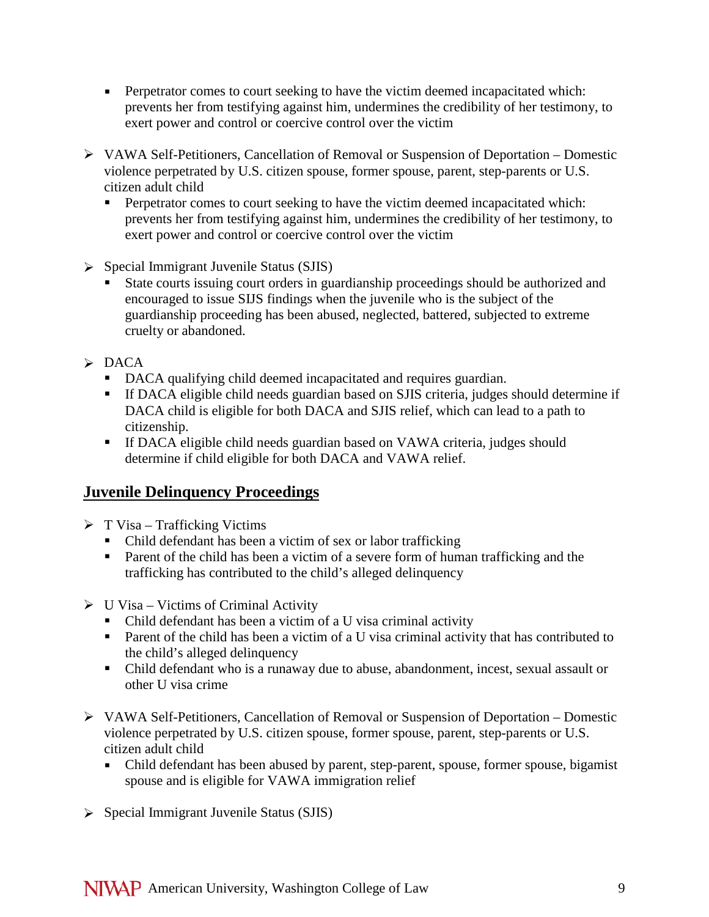- Perpetrator comes to court seeking to have the victim deemed incapacitated which: prevents her from testifying against him, undermines the credibility of her testimony, to exert power and control or coercive control over the victim

- VAWA Self-Petitioners, Cancellation of Removal or Suspension of Deportation – Domestic violence perpetrated by U.S. citizen spouse, former spouse, parent, step-parents or U.S. citizen adult child
  - Perpetrator comes to court seeking to have the victim deemed incapacitated which: prevents her from testifying against him, undermines the credibility of her testimony, to exert power and control or coercive control over the victim

- Special Immigrant Juvenile Status (SJIS)
  - State courts issuing court orders in guardianship proceedings should be authorized and encouraged to issue SIJS findings when the juvenile who is the subject of the guardianship proceeding has been abused, neglected, battered, subjected to extreme cruelty or abandoned.

- DACA
  - DACA qualifying child deemed incapacitated and requires guardian.
  - If DACA eligible child needs guardian based on SJIS criteria, judges should determine if DACA child is eligible for both DACA and SJIS relief, which can lead to a path to citizenship.
  - If DACA eligible child needs guardian based on VAWA criteria, judges should determine if child eligible for both DACA and VAWA relief.

## Juvenile Delinquency Proceedings

- T Visa – Trafficking Victims
  - Child defendant has been a victim of sex or labor trafficking
  - Parent of the child has been a victim of a severe form of human trafficking and the trafficking has contributed to the child's alleged delinquency

- U Visa – Victims of Criminal Activity
  - Child defendant has been a victim of a U visa criminal activity
  - Parent of the child has been a victim of a U visa criminal activity that has contributed to the child's alleged delinquency
  - Child defendant who is a runaway due to abuse, abandonment, incest, sexual assault or other U visa crime

- VAWA Self-Petitioners, Cancellation of Removal or Suspension of Deportation – Domestic violence perpetrated by U.S. citizen spouse, former spouse, parent, step-parents or U.S. citizen adult child
  - Child defendant has been abused by parent, step-parent, spouse, former spouse, bigamist spouse and is eligible for VAWA immigration relief

- Special Immigrant Juvenile Status (SJIS)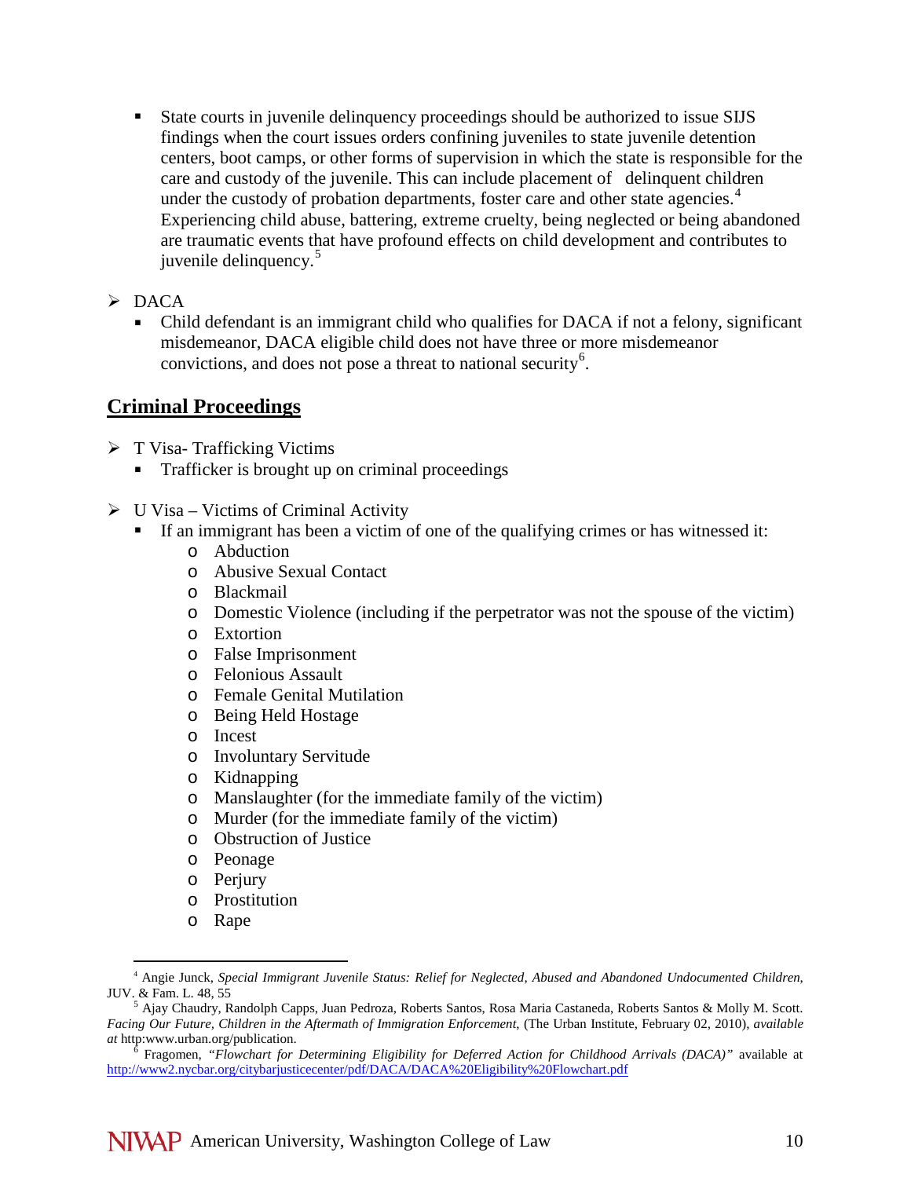- State courts in juvenile delinquency proceedings should be authorized to issue SIJS findings when the court issues orders confining juveniles to state juvenile detention centers, boot camps, or other forms of supervision in which the state is responsible for the care and custody of the juvenile. This can include placement of delinquent children under the custody of probation departments, foster care and other state agencies.[4] Experiencing child abuse, battering, extreme cruelty, being neglected or being abandoned are traumatic events that have profound effects on child development and contributes to juvenile delinquency.[5]

- DACA
  - Child defendant is an immigrant child who qualifies for DACA if not a felony, significant misdemeanor, DACA eligible child does not have three or more misdemeanor convictions, and does not pose a threat to national security[6].

## Criminal Proceedings

- T Visa- Trafficking Victims
  - Trafficker is brought up on criminal proceedings

- U Visa – Victims of Criminal Activity
  - If an immigrant has been a victim of one of the qualifying crimes or has witnessed it:
    - Abduction
    - Abusive Sexual Contact
    - Blackmail
    - Domestic Violence (including if the perpetrator was not the spouse of the victim)
    - Extortion
    - False Imprisonment
    - Felonious Assault
    - Female Genital Mutilation
    - Being Held Hostage
    - Incest
    - Involuntary Servitude
    - Kidnapping
    - Manslaughter (for the immediate family of the victim)
    - Murder (for the immediate family of the victim)
    - Obstruction of Justice
    - Peonage
    - Perjury
    - Prostitution
    - Rape

---

[4] Angie Junck, *Special Immigrant Juvenile Status: Relief for Neglected, Abused and Abandoned Undocumented Children,* JUV. & Fam. L. 48, 55

[5] Ajay Chaudry, Randolph Capps, Juan Pedroza, Roberts Santos, Rosa Maria Castaneda, Roberts Santos & Molly M. Scott. *Facing Our Future, Children in the Aftermath of Immigration Enforcement,* (The Urban Institute, February 02, 2010), *available at* http:www.urban.org/publication.

[6] Fragomen, *"Flowchart for Determining Eligibility for Deferred Action for Childhood Arrivals (DACA)"* available at http://www2.nycbar.org/citybarjusticecenter/pdf/DACA/DACA%20Eligibility%20Flowchart.pdf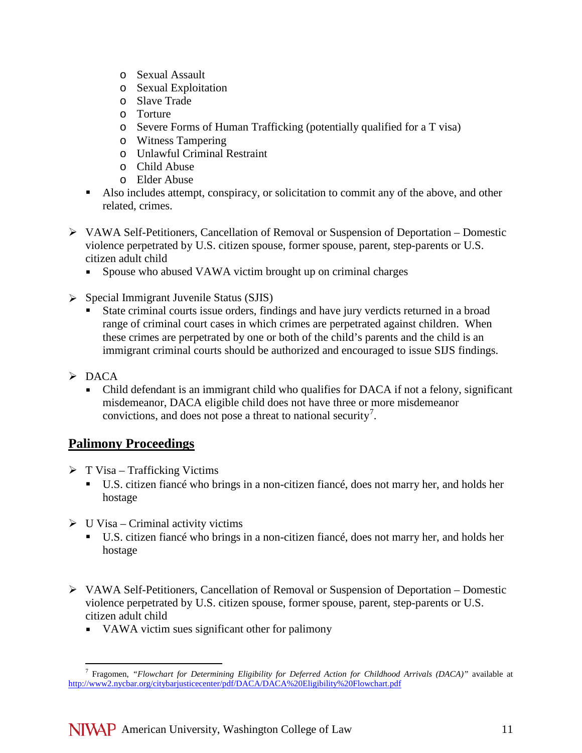- Sexual Assault
    - Sexual Exploitation
    - Slave Trade
    - Torture
    - Severe Forms of Human Trafficking (potentially qualified for a T visa)
    - Witness Tampering
    - Unlawful Criminal Restraint
    - Child Abuse
    - Elder Abuse
  - Also includes attempt, conspiracy, or solicitation to commit any of the above, and other related, crimes.

- VAWA Self-Petitioners, Cancellation of Removal or Suspension of Deportation – Domestic violence perpetrated by U.S. citizen spouse, former spouse, parent, step-parents or U.S. citizen adult child
  - Spouse who abused VAWA victim brought up on criminal charges

- Special Immigrant Juvenile Status (SJIS)
  - State criminal courts issue orders, findings and have jury verdicts returned in a broad range of criminal court cases in which crimes are perpetrated against children. When these crimes are perpetrated by one or both of the child's parents and the child is an immigrant criminal courts should be authorized and encouraged to issue SIJS findings.

- DACA
  - Child defendant is an immigrant child who qualifies for DACA if not a felony, significant misdemeanor, DACA eligible child does not have three or more misdemeanor convictions, and does not pose a threat to national security[7].

## Palimony Proceedings

- T Visa – Trafficking Victims
  - U.S. citizen fiancé who brings in a non-citizen fiancé, does not marry her, and holds her hostage

- U Visa – Criminal activity victims
  - U.S. citizen fiancé who brings in a non-citizen fiancé, does not marry her, and holds her hostage

- VAWA Self-Petitioners, Cancellation of Removal or Suspension of Deportation – Domestic violence perpetrated by U.S. citizen spouse, former spouse, parent, step-parents or U.S. citizen adult child
  - VAWA victim sues significant other for palimony

---

[7] Fragomen, *"Flowchart for Determining Eligibility for Deferred Action for Childhood Arrivals (DACA)"* available at http://www2.nycbar.org/citybarjusticecenter/pdf/DACA/DACA%20Eligibility%20Flowchart.pdf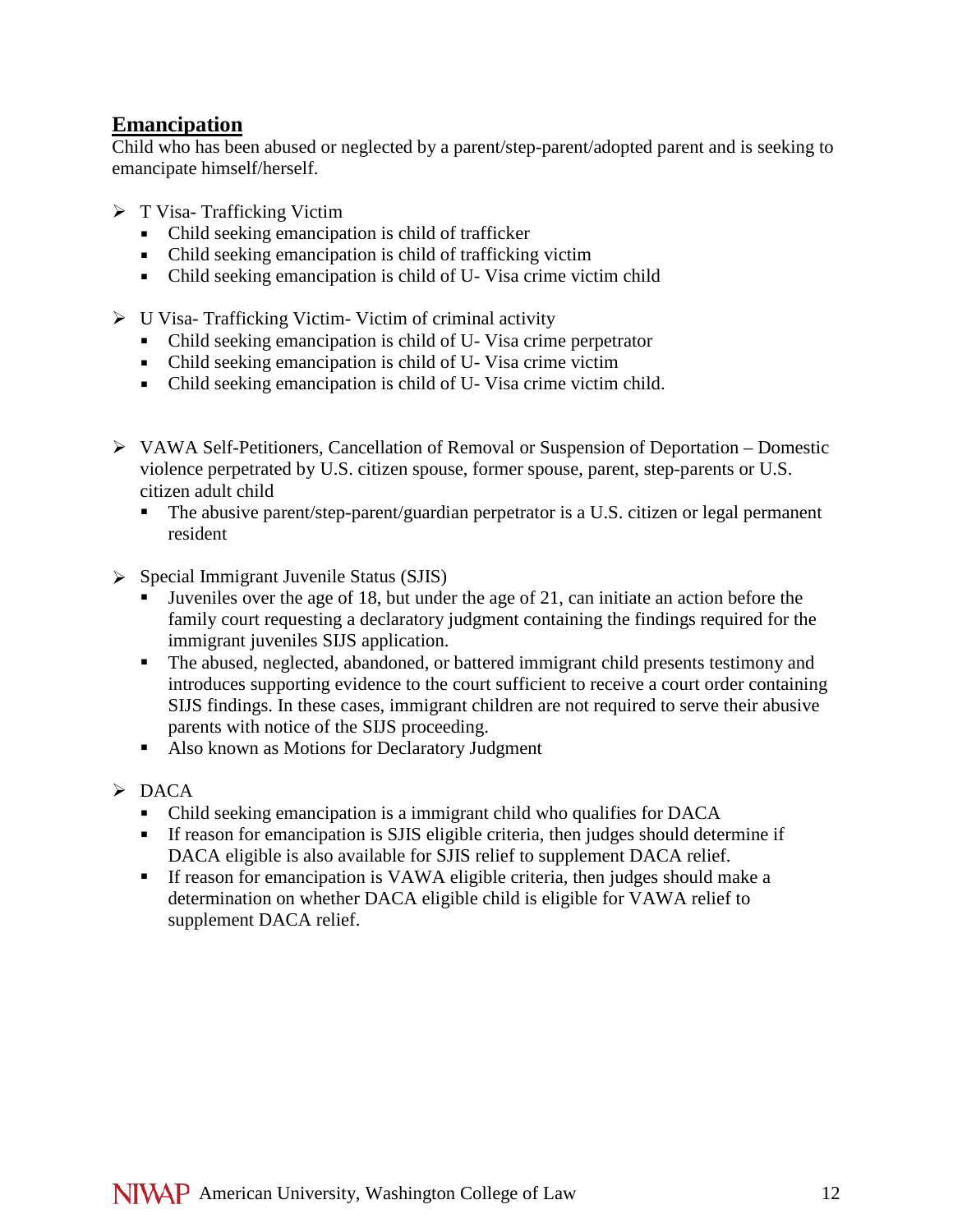## Emancipation

Child who has been abused or neglected by a parent/step-parent/adopted parent and is seeking to emancipate himself/herself.

- T Visa- Trafficking Victim
  - Child seeking emancipation is child of trafficker
  - Child seeking emancipation is child of trafficking victim
  - Child seeking emancipation is child of U- Visa crime victim child

- U Visa- Trafficking Victim- Victim of criminal activity
  - Child seeking emancipation is child of U- Visa crime perpetrator
  - Child seeking emancipation is child of U- Visa crime victim
  - Child seeking emancipation is child of U- Visa crime victim child.

- VAWA Self-Petitioners, Cancellation of Removal or Suspension of Deportation – Domestic violence perpetrated by U.S. citizen spouse, former spouse, parent, step-parents or U.S. citizen adult child
  - The abusive parent/step-parent/guardian perpetrator is a U.S. citizen or legal permanent resident

- Special Immigrant Juvenile Status (SJIS)
  - Juveniles over the age of 18, but under the age of 21, can initiate an action before the family court requesting a declaratory judgment containing the findings required for the immigrant juveniles SIJS application.
  - The abused, neglected, abandoned, or battered immigrant child presents testimony and introduces supporting evidence to the court sufficient to receive a court order containing SIJS findings. In these cases, immigrant children are not required to serve their abusive parents with notice of the SIJS proceeding.
  - Also known as Motions for Declaratory Judgment

- DACA
  - Child seeking emancipation is a immigrant child who qualifies for DACA
  - If reason for emancipation is SJIS eligible criteria, then judges should determine if DACA eligible is also available for SJIS relief to supplement DACA relief.
  - If reason for emancipation is VAWA eligible criteria, then judges should make a determination on whether DACA eligible child is eligible for VAWA relief to supplement DACA relief.